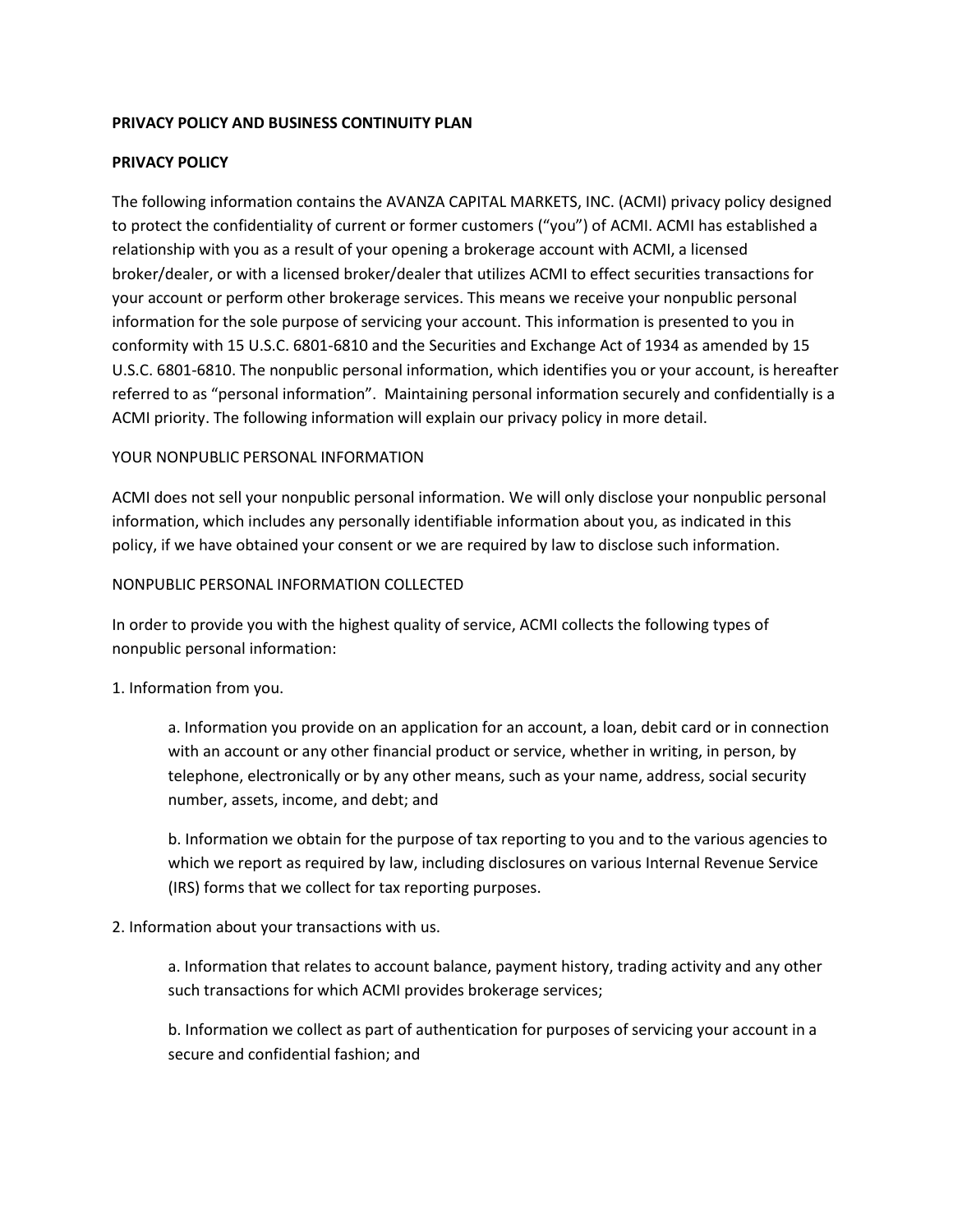# PRIVACY POLICY AND BUSINESS CONTINUITY PLAN

## PRIVACY POLICY

The following information contains the AVANZA CAPITAL MARKETS, INC. (ACMI) privacy policy designed to protect the confidentiality of current or former customers ("you") of ACMI. ACMI has established a relationship with you as a result of your opening a brokerage account with ACMI, a licensed broker/dealer, or with a licensed broker/dealer that utilizes ACMI to effect securities transactions for your account or perform other brokerage services. This means we receive your nonpublic personal information for the sole purpose of servicing your account. This information is presented to you in conformity with 15 U.S.C. 6801-6810 and the Securities and Exchange Act of 1934 as amended by 15 U.S.C. 6801-6810. The nonpublic personal information, which identifies you or your account, is hereafter referred to as "personal information". Maintaining personal information securely and confidentially is a ACMI priority. The following information will explain our privacy policy in more detail.

### YOUR NONPUBLIC PERSONAL INFORMATION

ACMI does not sell your nonpublic personal information. We will only disclose your nonpublic personal information, which includes any personally identifiable information about you, as indicated in this policy, if we have obtained your consent or we are required by law to disclose such information.

### NONPUBLIC PERSONAL INFORMATION COLLECTED

In order to provide you with the highest quality of service, ACMI collects the following types of nonpublic personal information:

1. Information from you.

    a. Information you provide on an application for an account, a loan, debit card or in connection with an account or any other financial product or service, whether in writing, in person, by telephone, electronically or by any other means, such as your name, address, social security number, assets, income, and debt; and

    b. Information we obtain for the purpose of tax reporting to you and to the various agencies to which we report as required by law, including disclosures on various Internal Revenue Service (IRS) forms that we collect for tax reporting purposes.

2. Information about your transactions with us.

    a. Information that relates to account balance, payment history, trading activity and any other such transactions for which ACMI provides brokerage services;

    b. Information we collect as part of authentication for purposes of servicing your account in a secure and confidential fashion; and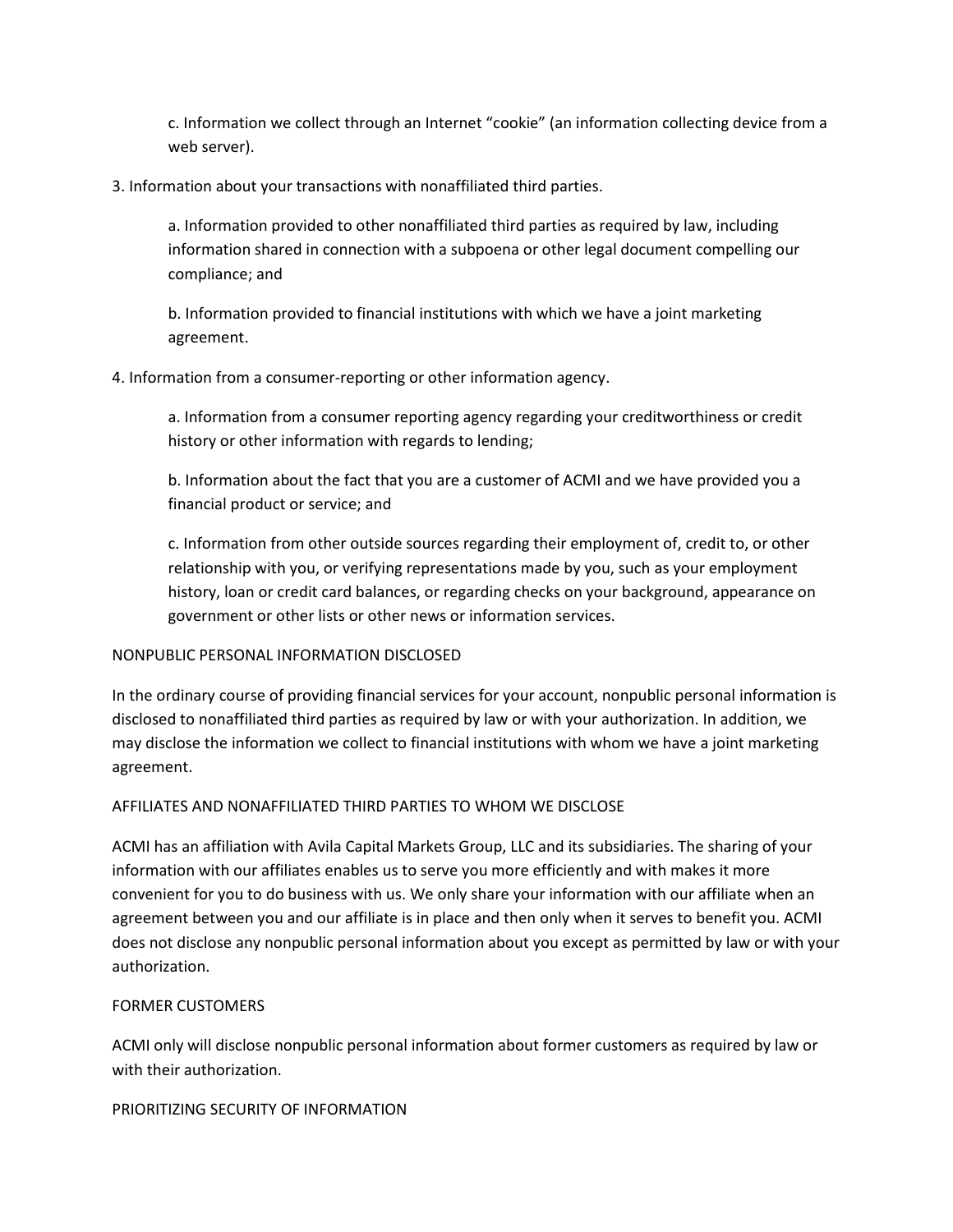c. Information we collect through an Internet "cookie" (an information collecting device from a web server).

3. Information about your transactions with nonaffiliated third parties.

    a. Information provided to other nonaffiliated third parties as required by law, including information shared in connection with a subpoena or other legal document compelling our compliance; and

    b. Information provided to financial institutions with which we have a joint marketing agreement.

4. Information from a consumer-reporting or other information agency.

    a. Information from a consumer reporting agency regarding your creditworthiness or credit history or other information with regards to lending;

    b. Information about the fact that you are a customer of ACMI and we have provided you a financial product or service; and

    c. Information from other outside sources regarding their employment of, credit to, or other relationship with you, or verifying representations made by you, such as your employment history, loan or credit card balances, or regarding checks on your background, appearance on government or other lists or other news or information services.

## NONPUBLIC PERSONAL INFORMATION DISCLOSED

In the ordinary course of providing financial services for your account, nonpublic personal information is disclosed to nonaffiliated third parties as required by law or with your authorization. In addition, we may disclose the information we collect to financial institutions with whom we have a joint marketing agreement.

## AFFILIATES AND NONAFFILIATED THIRD PARTIES TO WHOM WE DISCLOSE

ACMI has an affiliation with Avila Capital Markets Group, LLC and its subsidiaries. The sharing of your information with our affiliates enables us to serve you more efficiently and with makes it more convenient for you to do business with us. We only share your information with our affiliate when an agreement between you and our affiliate is in place and then only when it serves to benefit you. ACMI does not disclose any nonpublic personal information about you except as permitted by law or with your authorization.

## FORMER CUSTOMERS

ACMI only will disclose nonpublic personal information about former customers as required by law or with their authorization.

## PRIORITIZING SECURITY OF INFORMATION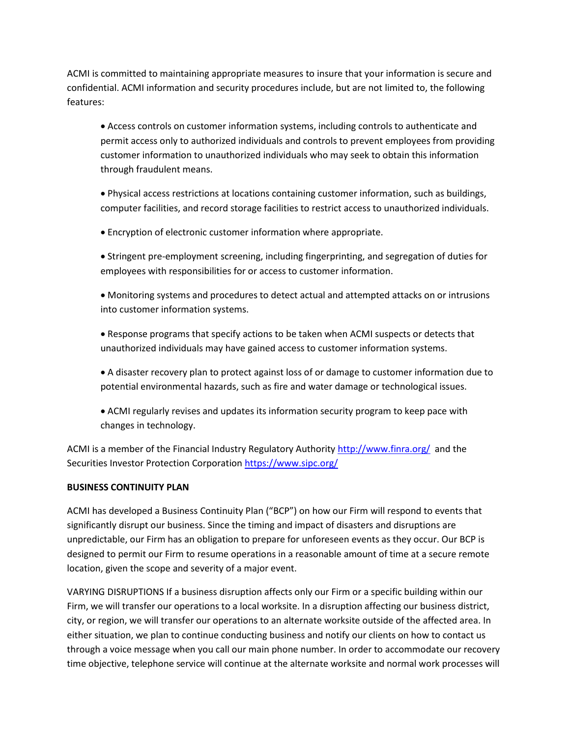ACMI is committed to maintaining appropriate measures to insure that your information is secure and confidential. ACMI information and security procedures include, but are not limited to, the following features:

- Access controls on customer information systems, including controls to authenticate and permit access only to authorized individuals and controls to prevent employees from providing customer information to unauthorized individuals who may seek to obtain this information through fraudulent means.
- Physical access restrictions at locations containing customer information, such as buildings, computer facilities, and record storage facilities to restrict access to unauthorized individuals.
- Encryption of electronic customer information where appropriate.
- Stringent pre-employment screening, including fingerprinting, and segregation of duties for employees with responsibilities for or access to customer information.
- Monitoring systems and procedures to detect actual and attempted attacks on or intrusions into customer information systems.
- Response programs that specify actions to be taken when ACMI suspects or detects that unauthorized individuals may have gained access to customer information systems.
- A disaster recovery plan to protect against loss of or damage to customer information due to potential environmental hazards, such as fire and water damage or technological issues.
- ACMI regularly revises and updates its information security program to keep pace with changes in technology.

ACMI is a member of the Financial Industry Regulatory Authority [http://www.finra.org/](http://www.finra.org/) and the Securities Investor Protection Corporation [https://www.sipc.org/](https://www.sipc.org/)

**BUSINESS CONTINUITY PLAN**

ACMI has developed a Business Continuity Plan ("BCP") on how our Firm will respond to events that significantly disrupt our business. Since the timing and impact of disasters and disruptions are unpredictable, our Firm has an obligation to prepare for unforeseen events as they occur. Our BCP is designed to permit our Firm to resume operations in a reasonable amount of time at a secure remote location, given the scope and severity of a major event.

VARYING DISRUPTIONS If a business disruption affects only our Firm or a specific building within our Firm, we will transfer our operations to a local worksite. In a disruption affecting our business district, city, or region, we will transfer our operations to an alternate worksite outside of the affected area. In either situation, we plan to continue conducting business and notify our clients on how to contact us through a voice message when you call our main phone number. In order to accommodate our recovery time objective, telephone service will continue at the alternate worksite and normal work processes will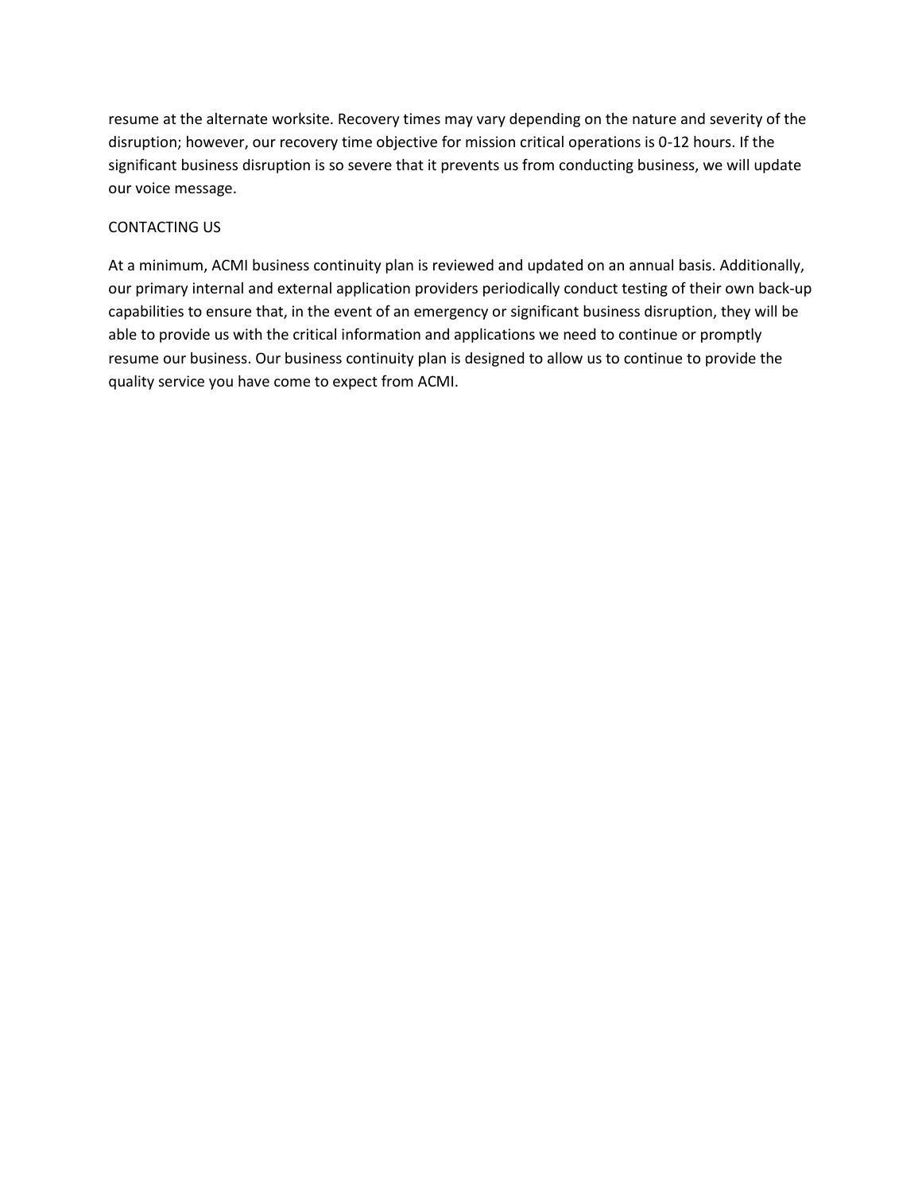resume at the alternate worksite. Recovery times may vary depending on the nature and severity of the disruption; however, our recovery time objective for mission critical operations is 0-12 hours. If the significant business disruption is so severe that it prevents us from conducting business, we will update our voice message.

## CONTACTING US

At a minimum, ACMI business continuity plan is reviewed and updated on an annual basis. Additionally, our primary internal and external application providers periodically conduct testing of their own back-up capabilities to ensure that, in the event of an emergency or significant business disruption, they will be able to provide us with the critical information and applications we need to continue or promptly resume our business. Our business continuity plan is designed to allow us to continue to provide the quality service you have come to expect from ACMI.